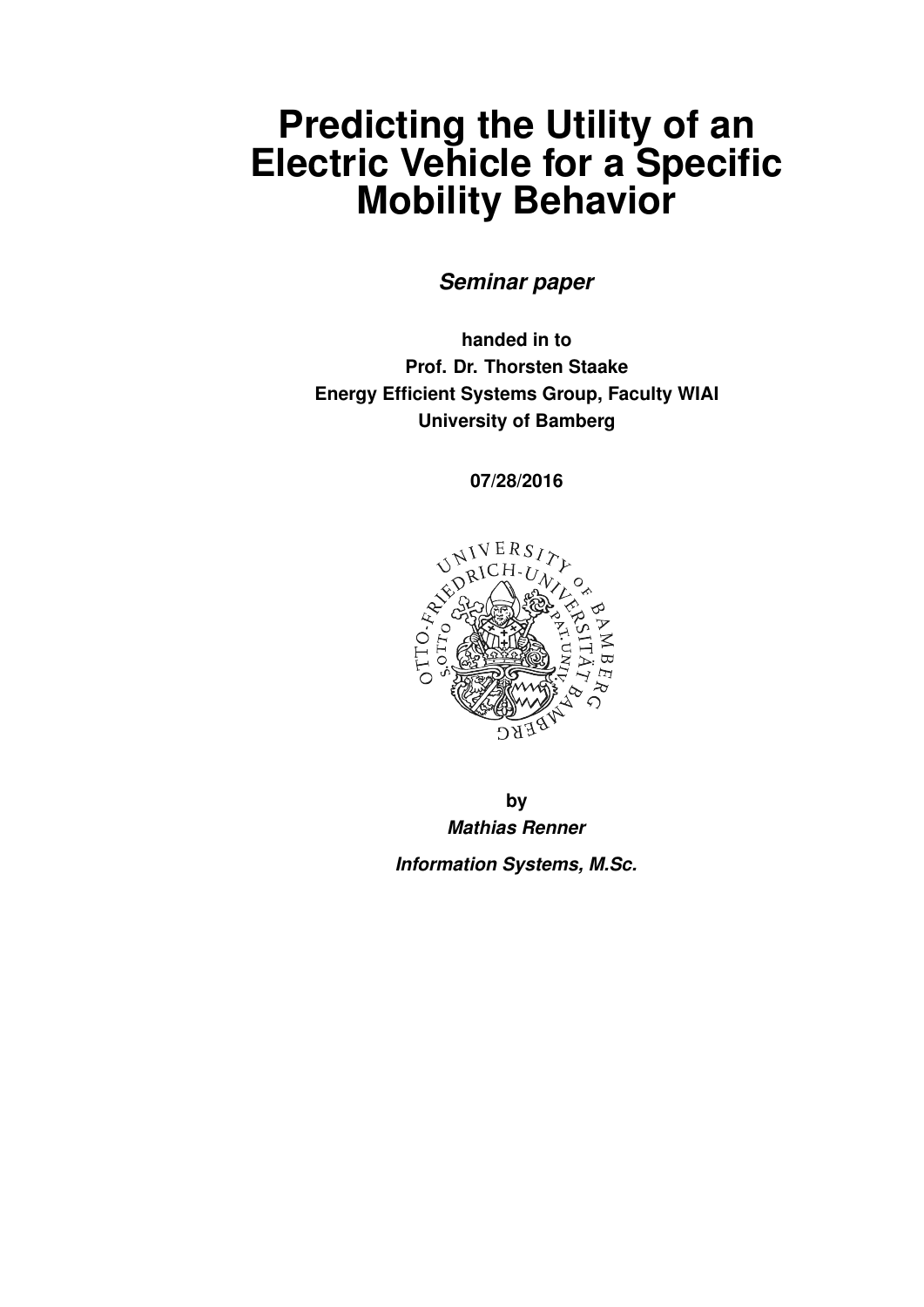# Predicting the Utility of an Electric Vehicle for a Specific Mobility Behavior

***Seminar paper***

**handed in to**
**Prof. Dr. Thorsten Staake**
**Energy Efficient Systems Group, Faculty WIAI**
**University of Bamberg**

**07/28/2016**

**by**
***Mathias Renner***

***Information Systems, M.Sc.***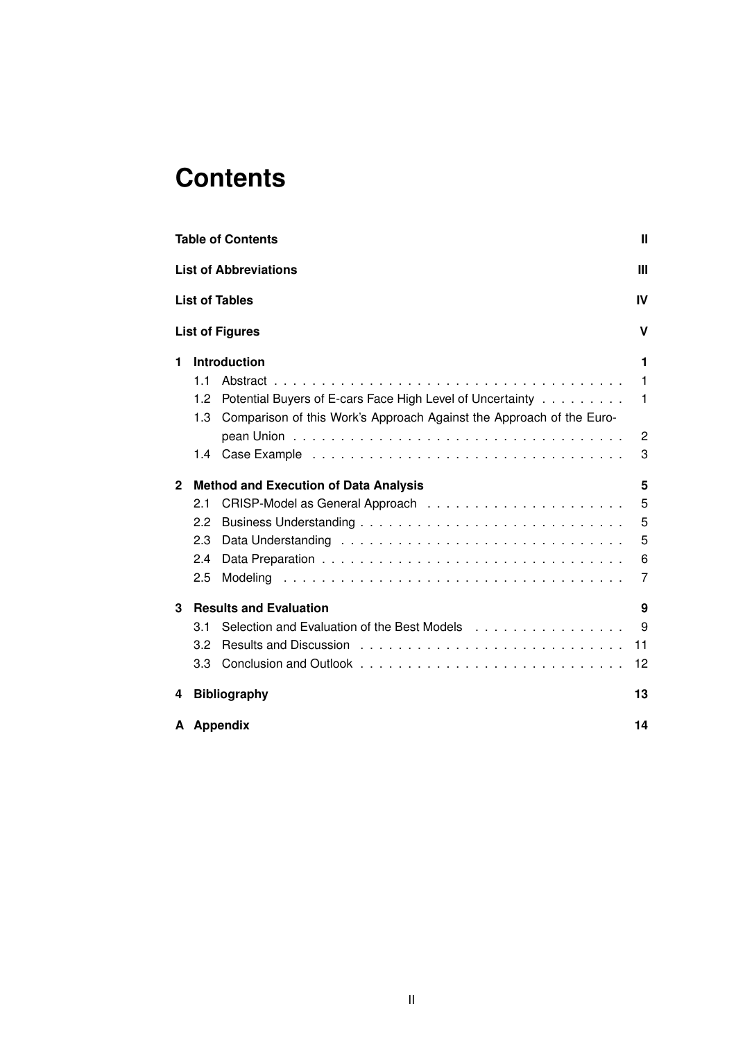# Contents

**Table of Contents** II

**List of Abbreviations** III

**List of Tables** IV

**List of Figures** V

**1 Introduction** 1

- 1.1 Abstract . . . 1
- 1.2 Potential Buyers of E-cars Face High Level of Uncertainty . . . 1
- 1.3 Comparison of this Work's Approach Against the Approach of the European Union . . . 2
- 1.4 Case Example . . . 3

**2 Method and Execution of Data Analysis** 5

- 2.1 CRISP-Model as General Approach . . . 5
- 2.2 Business Understanding . . . 5
- 2.3 Data Understanding . . . 5
- 2.4 Data Preparation . . . 6
- 2.5 Modeling . . . 7

**3 Results and Evaluation** 9

- 3.1 Selection and Evaluation of the Best Models . . . 9
- 3.2 Results and Discussion . . . 11
- 3.3 Conclusion and Outlook . . . 12

**4 Bibliography** 13

**A Appendix** 14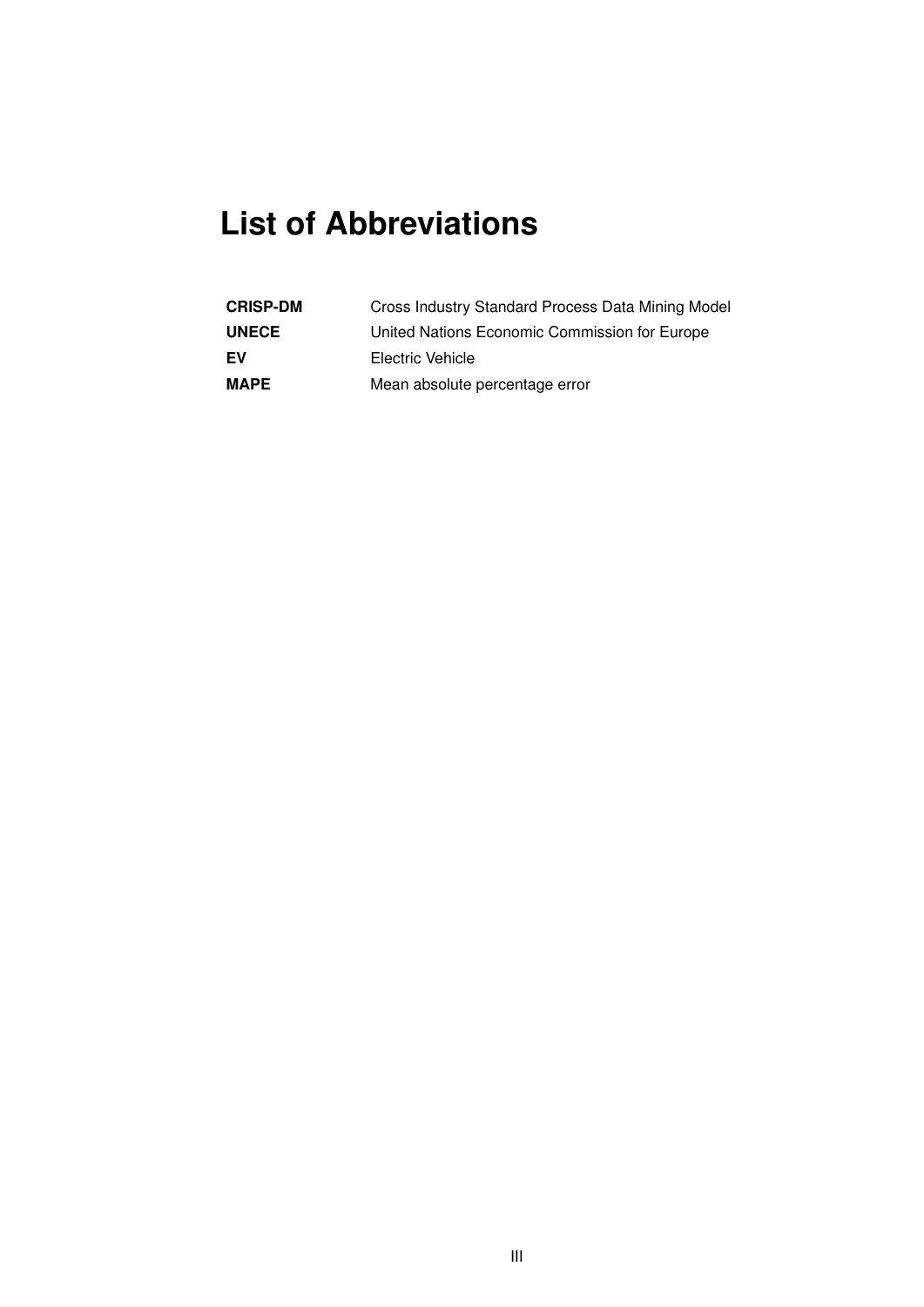# List of Abbreviations

| | |
|---|---|
| **CRISP-DM** | Cross Industry Standard Process Data Mining Model |
| **UNECE** | United Nations Economic Commission for Europe |
| **EV** | Electric Vehicle |
| **MAPE** | Mean absolute percentage error |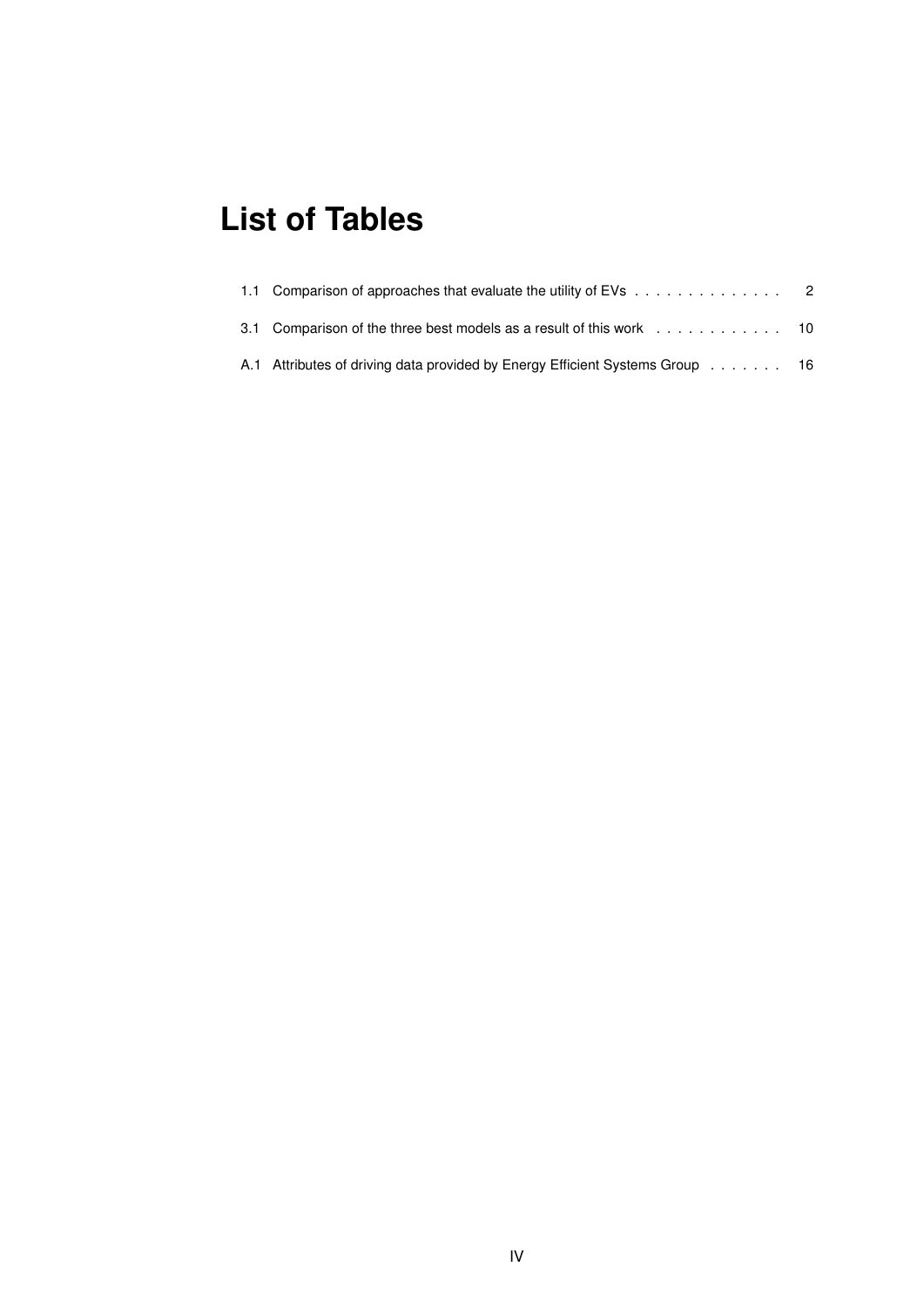# List of Tables

1.1 Comparison of approaches that evaluate the utility of EVs . . . . . . . . . . . . . . 2

3.1 Comparison of the three best models as a result of this work . . . . . . . . . . . . 10

A.1 Attributes of driving data provided by Energy Efficient Systems Group . . . . . . . 16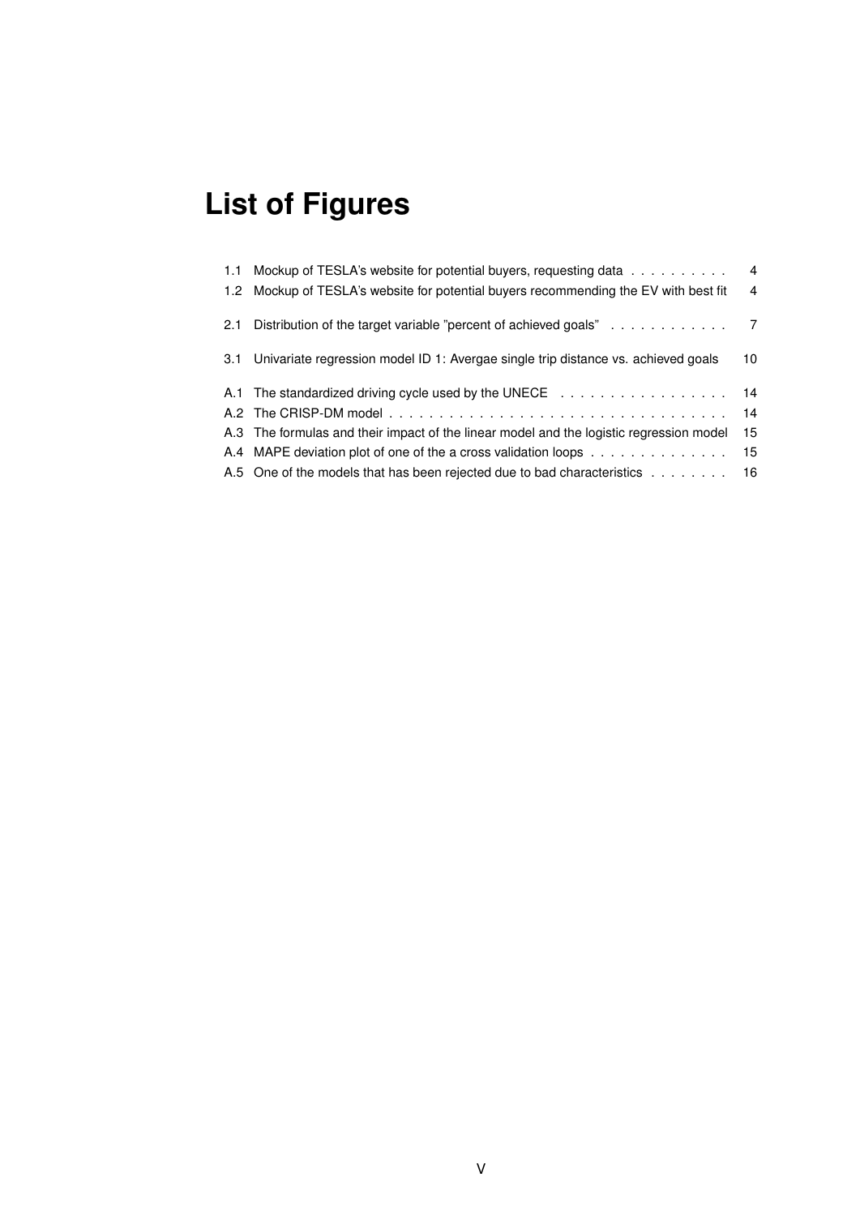# List of Figures

| | | |
|---|---|---|
| 1.1 | Mockup of TESLA's website for potential buyers, requesting data | 4 |
| 1.2 | Mockup of TESLA's website for potential buyers recommending the EV with best fit | 4 |
| 2.1 | Distribution of the target variable "percent of achieved goals" | 7 |
| 3.1 | Univariate regression model ID 1: Avergae single trip distance vs. achieved goals | 10 |
| A.1 | The standardized driving cycle used by the UNECE | 14 |
| A.2 | The CRISP-DM model | 14 |
| A.3 | The formulas and their impact of the linear model and the logistic regression model | 15 |
| A.4 | MAPE deviation plot of one of the a cross validation loops | 15 |
| A.5 | One of the models that has been rejected due to bad characteristics | 16 |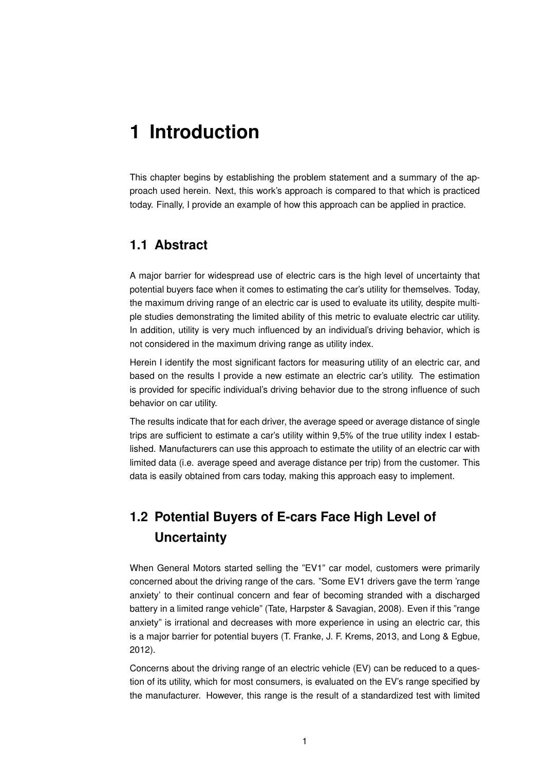# 1 Introduction

This chapter begins by establishing the problem statement and a summary of the approach used herein. Next, this work's approach is compared to that which is practiced today. Finally, I provide an example of how this approach can be applied in practice.

## 1.1 Abstract

A major barrier for widespread use of electric cars is the high level of uncertainty that potential buyers face when it comes to estimating the car's utility for themselves. Today, the maximum driving range of an electric car is used to evaluate its utility, despite multiple studies demonstrating the limited ability of this metric to evaluate electric car utility. In addition, utility is very much influenced by an individual's driving behavior, which is not considered in the maximum driving range as utility index.

Herein I identify the most significant factors for measuring utility of an electric car, and based on the results I provide a new estimate an electric car's utility. The estimation is provided for specific individual's driving behavior due to the strong influence of such behavior on car utility.

The results indicate that for each driver, the average speed or average distance of single trips are sufficient to estimate a car's utility within 9,5% of the true utility index I established. Manufacturers can use this approach to estimate the utility of an electric car with limited data (i.e. average speed and average distance per trip) from the customer. This data is easily obtained from cars today, making this approach easy to implement.

## 1.2 Potential Buyers of E-cars Face High Level of Uncertainty

When General Motors started selling the "EV1" car model, customers were primarily concerned about the driving range of the cars. "Some EV1 drivers gave the term 'range anxiety' to their continual concern and fear of becoming stranded with a discharged battery in a limited range vehicle" (Tate, Harpster & Savagian, 2008). Even if this "range anxiety" is irrational and decreases with more experience in using an electric car, this is a major barrier for potential buyers (T. Franke, J. F. Krems, 2013, and Long & Egbue, 2012).

Concerns about the driving range of an electric vehicle (EV) can be reduced to a question of its utility, which for most consumers, is evaluated on the EV's range specified by the manufacturer. However, this range is the result of a standardized test with limited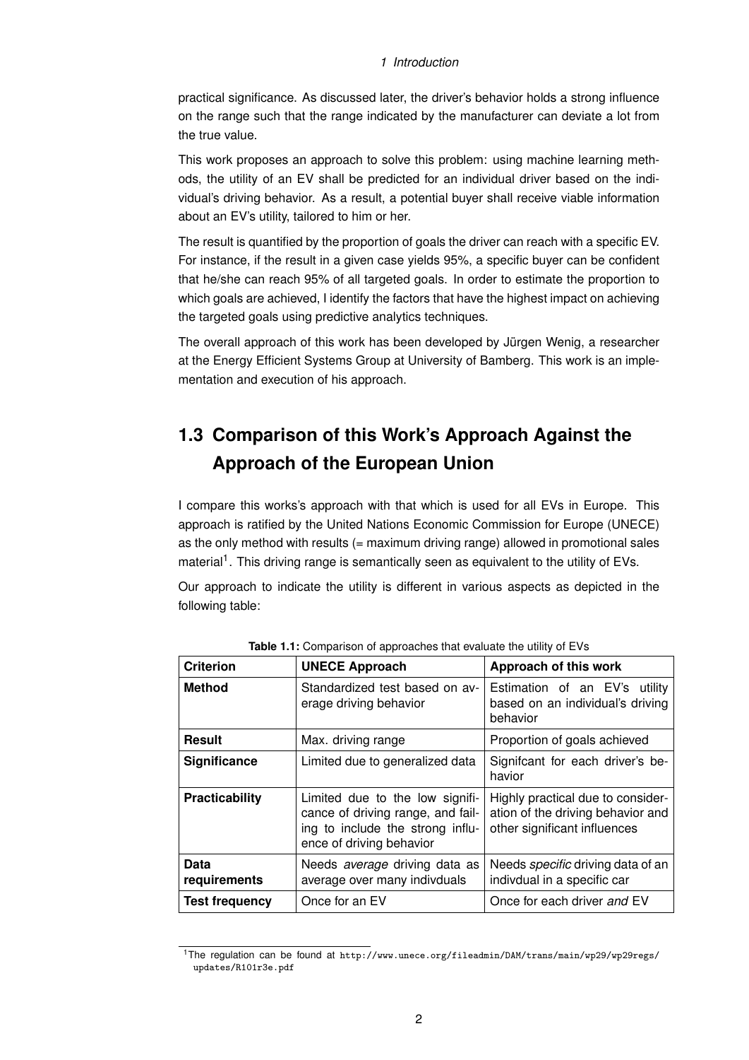practical significance. As discussed later, the driver's behavior holds a strong influence on the range such that the range indicated by the manufacturer can deviate a lot from the true value.

This work proposes an approach to solve this problem: using machine learning methods, the utility of an EV shall be predicted for an individual driver based on the individual's driving behavior. As a result, a potential buyer shall receive viable information about an EV's utility, tailored to him or her.

The result is quantified by the proportion of goals the driver can reach with a specific EV. For instance, if the result in a given case yields 95%, a specific buyer can be confident that he/she can reach 95% of all targeted goals. In order to estimate the proportion to which goals are achieved, I identify the factors that have the highest impact on achieving the targeted goals using predictive analytics techniques.

The overall approach of this work has been developed by Jürgen Wenig, a researcher at the Energy Efficient Systems Group at University of Bamberg. This work is an implementation and execution of his approach.

## 1.3 Comparison of this Work's Approach Against the Approach of the European Union

I compare this works's approach with that which is used for all EVs in Europe. This approach is ratified by the United Nations Economic Commission for Europe (UNECE) as the only method with results (= maximum driving range) allowed in promotional sales material[1]. This driving range is semantically seen as equivalent to the utility of EVs.

Our approach to indicate the utility is different in various aspects as depicted in the following table:

**Table 1.1:** Comparison of approaches that evaluate the utility of EVs

| Criterion | UNECE Approach | Approach of this work |
|---|---|---|
| **Method** | Standardized test based on average driving behavior | Estimation of an EV's utility based on an individual's driving behavior |
| **Result** | Max. driving range | Proportion of goals achieved |
| **Significance** | Limited due to generalized data | Signifcant for each driver's behavior |
| **Practicability** | Limited due to the low significance of driving range, and failing to include the strong influence of driving behavior | Highly practical due to consideration of the driving behavior and other significant influences |
| **Data requirements** | Needs *average* driving data as average over many indivduals | Needs *specific* driving data of an indivdual in a specific car |
| **Test frequency** | Once for an EV | Once for each driver *and* EV |

[1] The regulation can be found at http://www.unece.org/fileadmin/DAM/trans/main/wp29/wp29regs/updates/R101r3e.pdf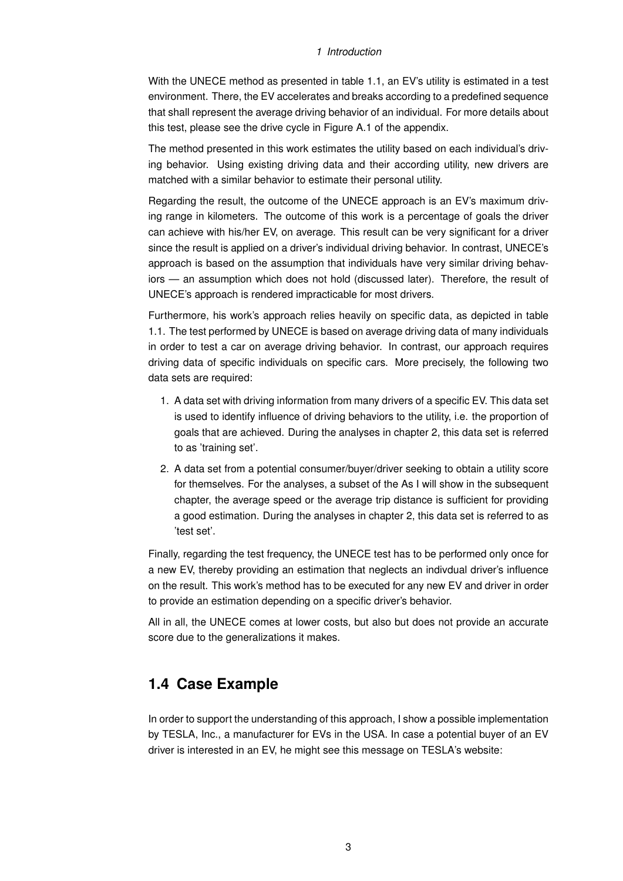With the UNECE method as presented in table 1.1, an EV's utility is estimated in a test environment. There, the EV accelerates and breaks according to a predefined sequence that shall represent the average driving behavior of an individual. For more details about this test, please see the drive cycle in Figure A.1 of the appendix.

The method presented in this work estimates the utility based on each individual's driving behavior. Using existing driving data and their according utility, new drivers are matched with a similar behavior to estimate their personal utility.

Regarding the result, the outcome of the UNECE approach is an EV's maximum driving range in kilometers. The outcome of this work is a percentage of goals the driver can achieve with his/her EV, on average. This result can be very significant for a driver since the result is applied on a driver's individual driving behavior. In contrast, UNECE's approach is based on the assumption that individuals have very similar driving behaviors — an assumption which does not hold (discussed later). Therefore, the result of UNECE's approach is rendered impracticable for most drivers.

Furthermore, his work's approach relies heavily on specific data, as depicted in table 1.1. The test performed by UNECE is based on average driving data of many individuals in order to test a car on average driving behavior. In contrast, our approach requires driving data of specific individuals on specific cars. More precisely, the following two data sets are required:

1. A data set with driving information from many drivers of a specific EV. This data set is used to identify influence of driving behaviors to the utility, i.e. the proportion of goals that are achieved. During the analyses in chapter 2, this data set is referred to as 'training set'.
2. A data set from a potential consumer/buyer/driver seeking to obtain a utility score for themselves. For the analyses, a subset of the As I will show in the subsequent chapter, the average speed or the average trip distance is sufficient for providing a good estimation. During the analyses in chapter 2, this data set is referred to as 'test set'.

Finally, regarding the test frequency, the UNECE test has to be performed only once for a new EV, thereby providing an estimation that neglects an indivdual driver's influence on the result. This work's method has to be executed for any new EV and driver in order to provide an estimation depending on a specific driver's behavior.

All in all, the UNECE comes at lower costs, but also but does not provide an accurate score due to the generalizations it makes.

## 1.4 Case Example

In order to support the understanding of this approach, I show a possible implementation by TESLA, Inc., a manufacturer for EVs in the USA. In case a potential buyer of an EV driver is interested in an EV, he might see this message on TESLA's website: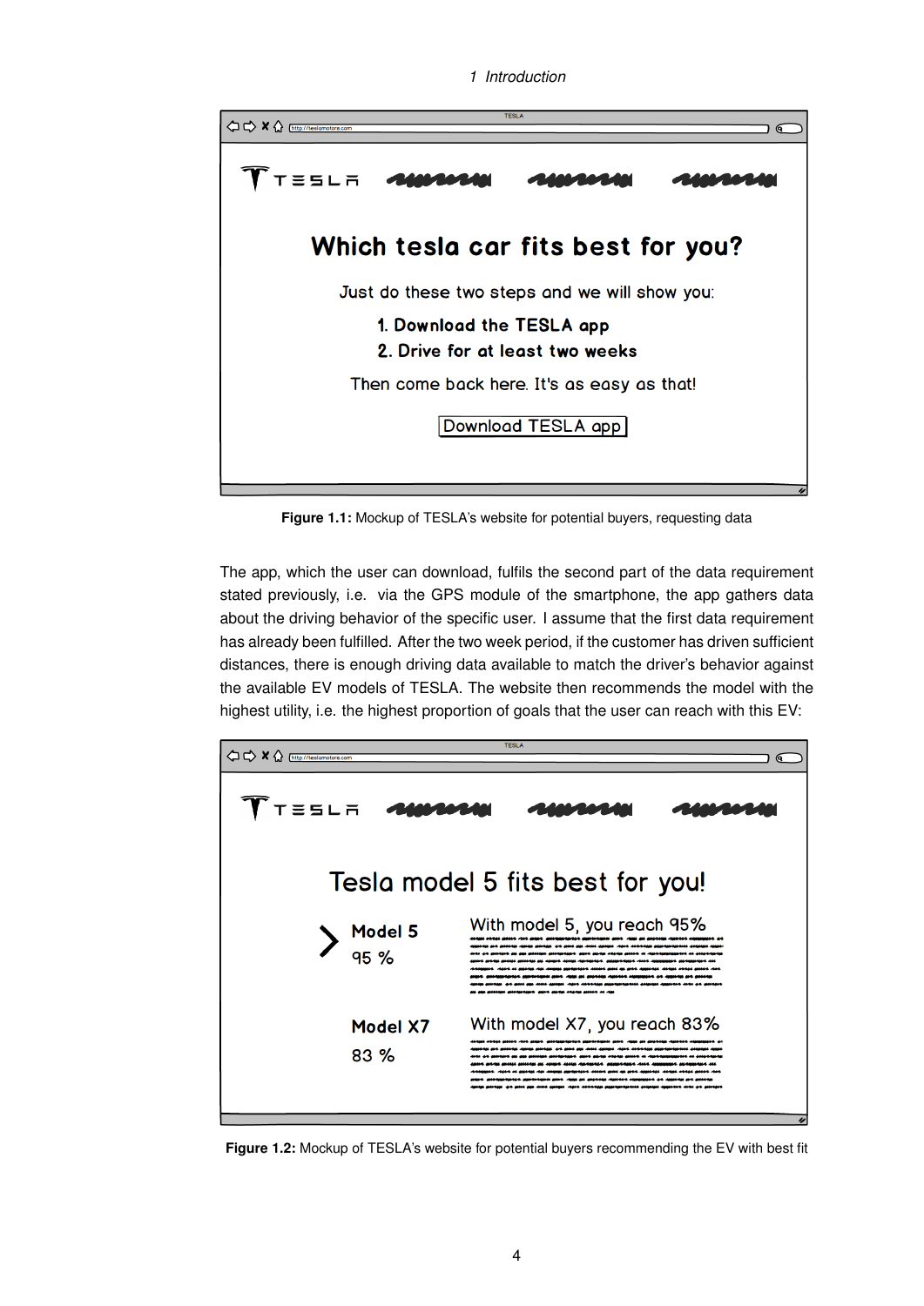TESLA

http://teslamotors.com

TESLA

## Which tesla car fits best for you?

Just do these two steps and we will show you:

1. **Download the TESLA app**
2. **Drive for at least two weeks**

Then come back here. It's as easy as that!

Download TESLA app

**Figure 1.1:** Mockup of TESLA's website for potential buyers, requesting data

The app, which the user can download, fulfils the second part of the data requirement stated previously, i.e. via the GPS module of the smartphone, the app gathers data about the driving behavior of the specific user. I assume that the first data requirement has already been fulfilled. After the two week period, if the customer has driven sufficient distances, there is enough driving data available to match the driver's behavior against the available EV models of TESLA. The website then recommends the model with the highest utility, i.e. the highest proportion of goals that the user can reach with this EV:

TESLA

http://teslamotors.com

TESLA

## Tesla model 5 fits best for you!

| | |
|---|---|
| **Model 5** 95 % | With model 5, you reach 95% |
| **Model X7** 83 % | With model X7, you reach 83% |

**Figure 1.2:** Mockup of TESLA's website for potential buyers recommending the EV with best fit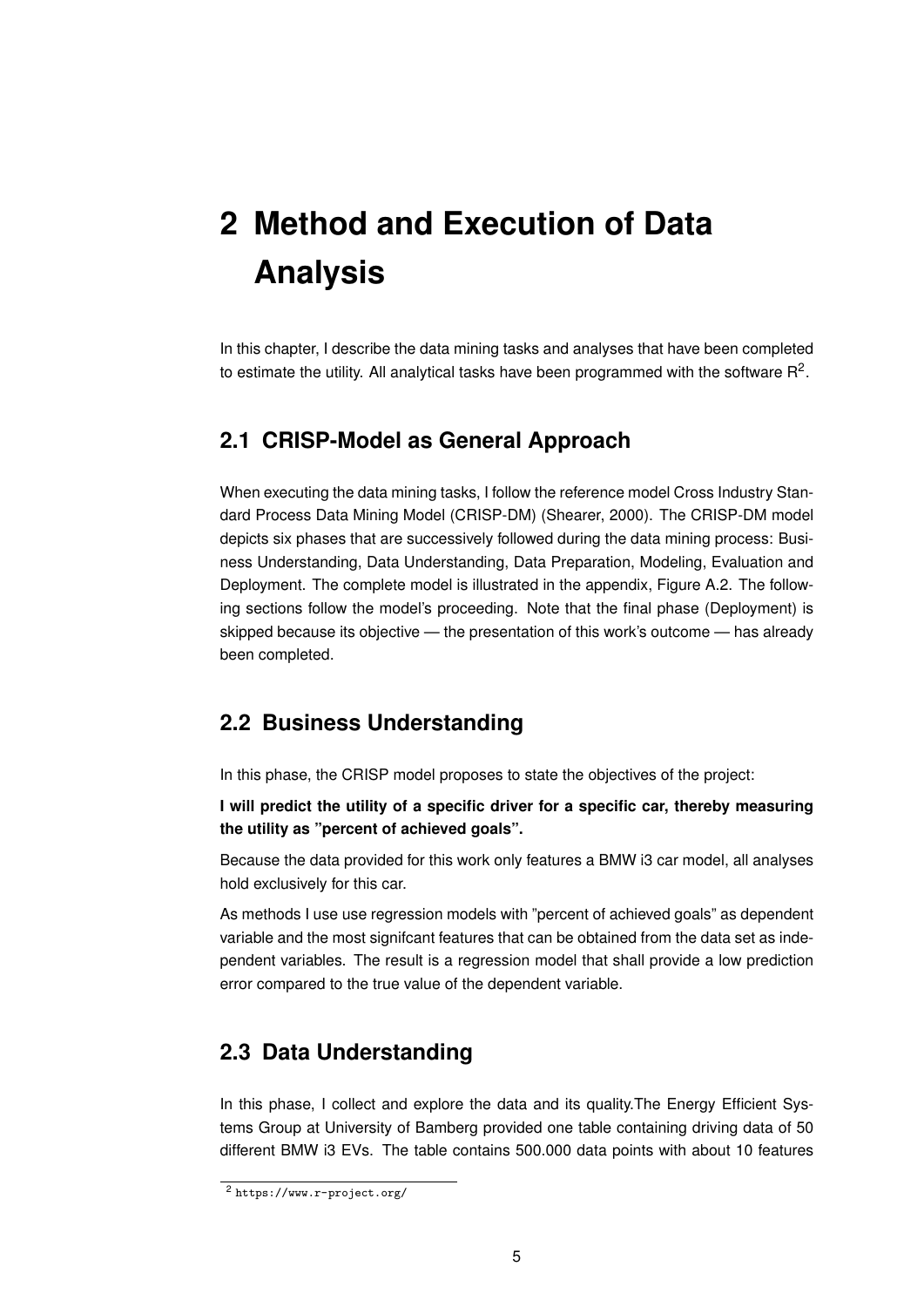# 2 Method and Execution of Data Analysis

In this chapter, I describe the data mining tasks and analyses that have been completed to estimate the utility. All analytical tasks have been programmed with the software R[2].

## 2.1 CRISP-Model as General Approach

When executing the data mining tasks, I follow the reference model Cross Industry Standard Process Data Mining Model (CRISP-DM) (Shearer, 2000). The CRISP-DM model depicts six phases that are successively followed during the data mining process: Business Understanding, Data Understanding, Data Preparation, Modeling, Evaluation and Deployment. The complete model is illustrated in the appendix, Figure A.2. The following sections follow the model's proceeding. Note that the final phase (Deployment) is skipped because its objective — the presentation of this work's outcome — has already been completed.

## 2.2 Business Understanding

In this phase, the CRISP model proposes to state the objectives of the project:

**I will predict the utility of a specific driver for a specific car, thereby measuring the utility as "percent of achieved goals".**

Because the data provided for this work only features a BMW i3 car model, all analyses hold exclusively for this car.

As methods I use use regression models with "percent of achieved goals" as dependent variable and the most signifcant features that can be obtained from the data set as independent variables. The result is a regression model that shall provide a low prediction error compared to the true value of the dependent variable.

## 2.3 Data Understanding

In this phase, I collect and explore the data and its quality.The Energy Efficient Systems Group at University of Bamberg provided one table containing driving data of 50 different BMW i3 EVs. The table contains 500.000 data points with about 10 features

[2] https://www.r-project.org/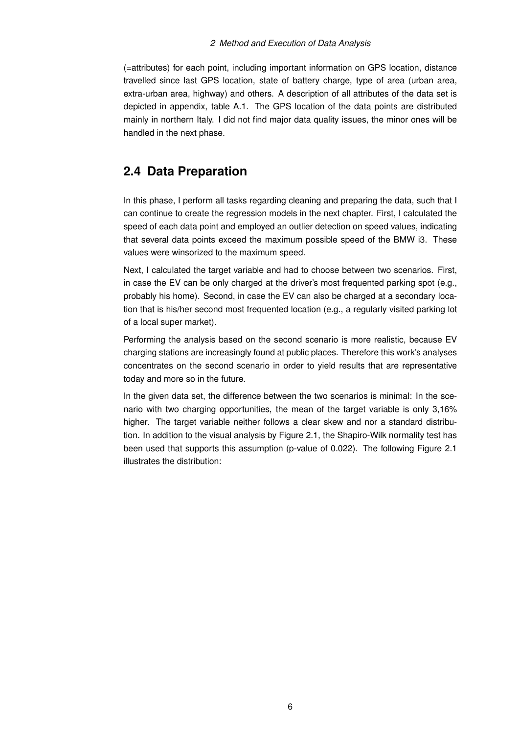(=attributes) for each point, including important information on GPS location, distance travelled since last GPS location, state of battery charge, type of area (urban area, extra-urban area, highway) and others. A description of all attributes of the data set is depicted in appendix, table A.1. The GPS location of the data points are distributed mainly in northern Italy. I did not find major data quality issues, the minor ones will be handled in the next phase.

## 2.4 Data Preparation

In this phase, I perform all tasks regarding cleaning and preparing the data, such that I can continue to create the regression models in the next chapter. First, I calculated the speed of each data point and employed an outlier detection on speed values, indicating that several data points exceed the maximum possible speed of the BMW i3. These values were winsorized to the maximum speed.

Next, I calculated the target variable and had to choose between two scenarios. First, in case the EV can be only charged at the driver's most frequented parking spot (e.g., probably his home). Second, in case the EV can also be charged at a secondary location that is his/her second most frequented location (e.g., a regularly visited parking lot of a local super market).

Performing the analysis based on the second scenario is more realistic, because EV charging stations are increasingly found at public places. Therefore this work's analyses concentrates on the second scenario in order to yield results that are representative today and more so in the future.

In the given data set, the difference between the two scenarios is minimal: In the scenario with two charging opportunities, the mean of the target variable is only 3,16% higher. The target variable neither follows a clear skew and nor a standard distribution. In addition to the visual analysis by Figure 2.1, the Shapiro-Wilk normality test has been used that supports this assumption (p-value of 0.022). The following Figure 2.1 illustrates the distribution: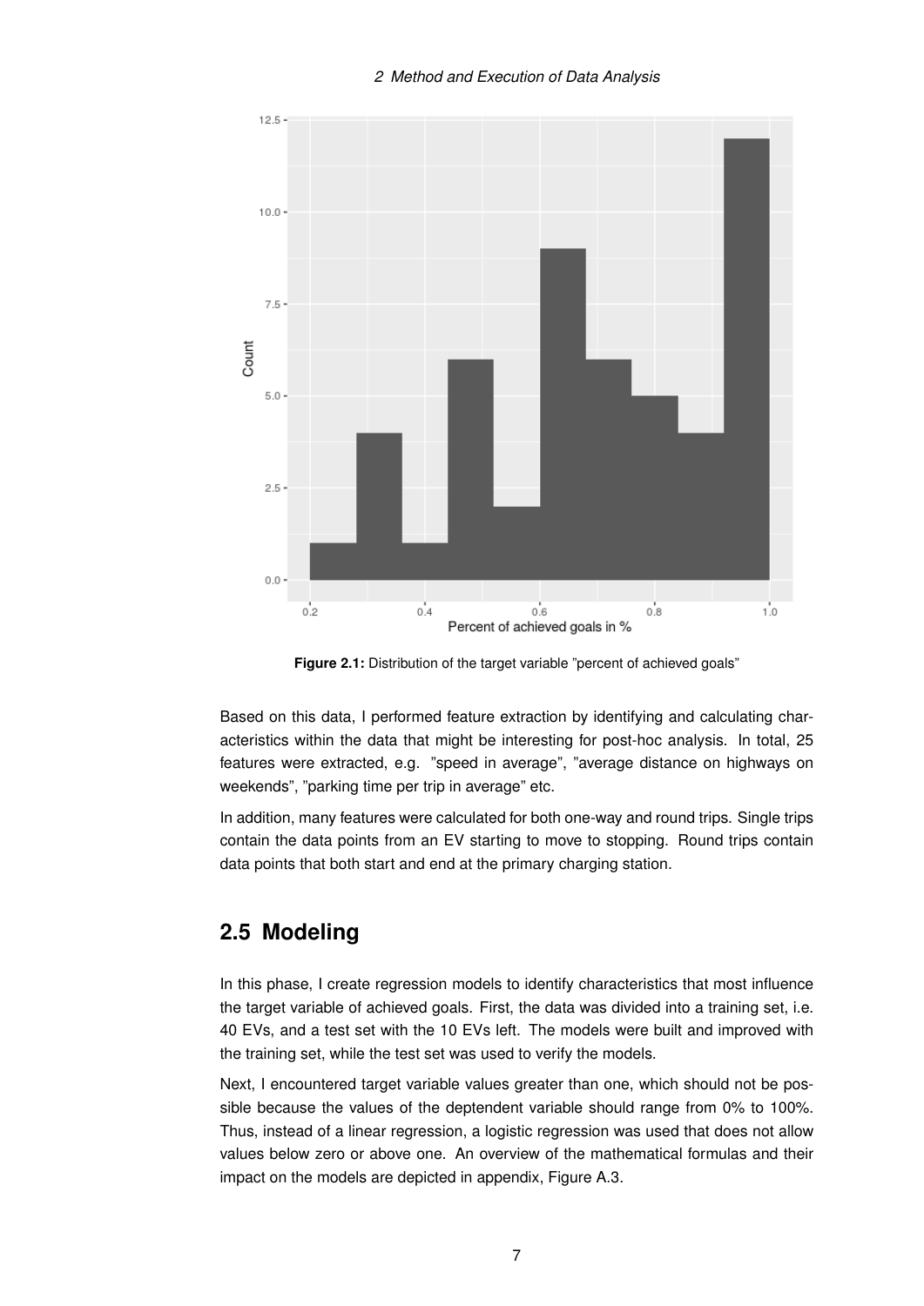**Figure 2.1:** Distribution of the target variable "percent of achieved goals"

Based on this data, I performed feature extraction by identifying and calculating characteristics within the data that might be interesting for post-hoc analysis. In total, 25 features were extracted, e.g. "speed in average", "average distance on highways on weekends", "parking time per trip in average" etc.

In addition, many features were calculated for both one-way and round trips. Single trips contain the data points from an EV starting to move to stopping. Round trips contain data points that both start and end at the primary charging station.

## 2.5 Modeling

In this phase, I create regression models to identify characteristics that most influence the target variable of achieved goals. First, the data was divided into a training set, i.e. 40 EVs, and a test set with the 10 EVs left. The models were built and improved with the training set, while the test set was used to verify the models.

Next, I encountered target variable values greater than one, which should not be possible because the values of the deptendent variable should range from 0% to 100%. Thus, instead of a linear regression, a logistic regression was used that does not allow values below zero or above one. An overview of the mathematical formulas and their impact on the models are depicted in appendix, Figure A.3.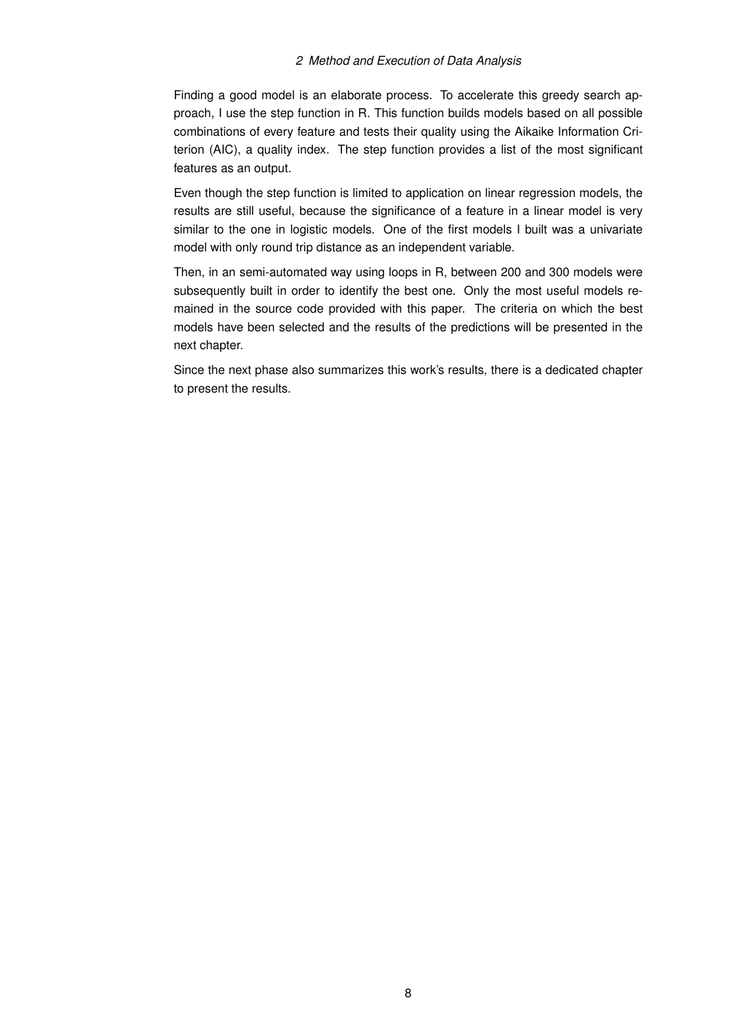Finding a good model is an elaborate process. To accelerate this greedy search approach, I use the step function in R. This function builds models based on all possible combinations of every feature and tests their quality using the Aikaike Information Criterion (AIC), a quality index. The step function provides a list of the most significant features as an output.

Even though the step function is limited to application on linear regression models, the results are still useful, because the significance of a feature in a linear model is very similar to the one in logistic models. One of the first models I built was a univariate model with only round trip distance as an independent variable.

Then, in an semi-automated way using loops in R, between 200 and 300 models were subsequently built in order to identify the best one. Only the most useful models remained in the source code provided with this paper. The criteria on which the best models have been selected and the results of the predictions will be presented in the next chapter.

Since the next phase also summarizes this work's results, there is a dedicated chapter to present the results.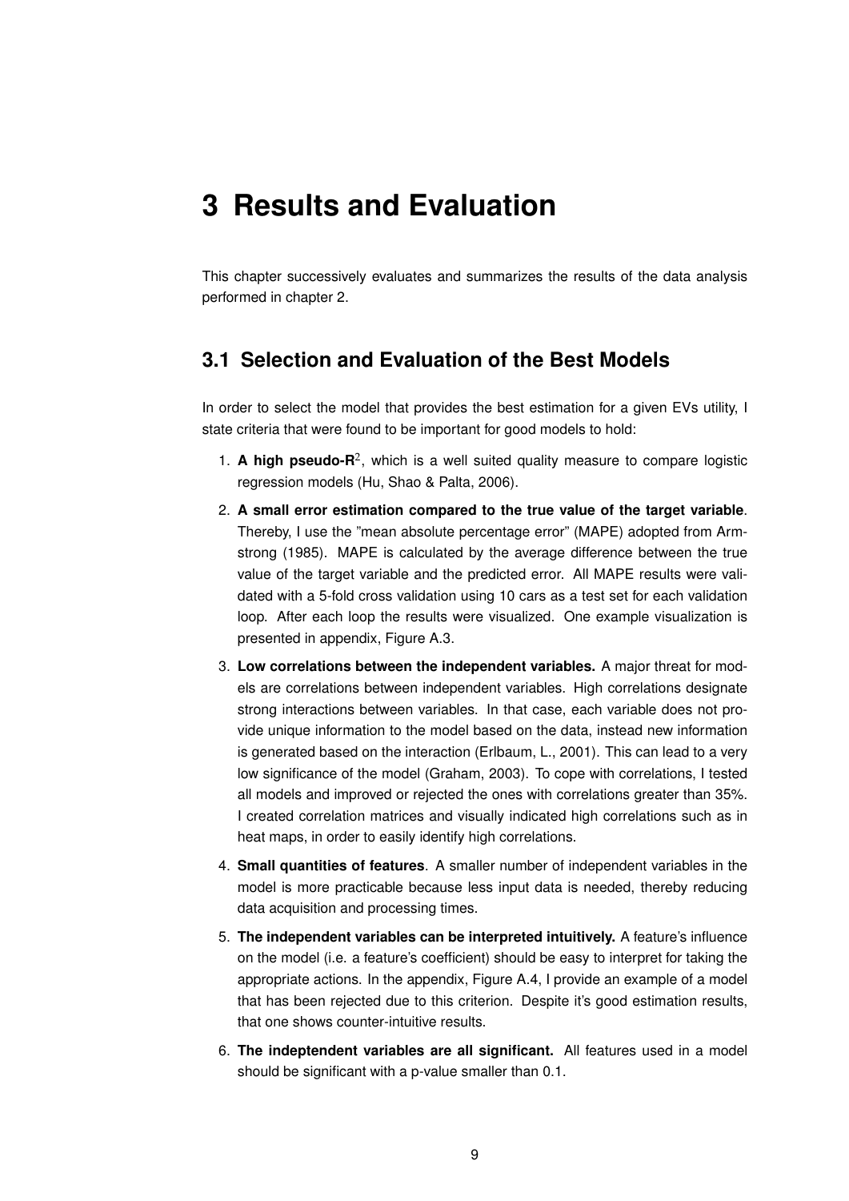# 3 Results and Evaluation

This chapter successively evaluates and summarizes the results of the data analysis performed in chapter 2.

## 3.1 Selection and Evaluation of the Best Models

In order to select the model that provides the best estimation for a given EVs utility, I state criteria that were found to be important for good models to hold:

1. **A high pseudo-R$^2$**, which is a well suited quality measure to compare logistic regression models (Hu, Shao & Palta, 2006).
2. **A small error estimation compared to the true value of the target variable**. Thereby, I use the "mean absolute percentage error" (MAPE) adopted from Armstrong (1985). MAPE is calculated by the average difference between the true value of the target variable and the predicted error. All MAPE results were validated with a 5-fold cross validation using 10 cars as a test set for each validation loop. After each loop the results were visualized. One example visualization is presented in appendix, Figure A.3.
3. **Low correlations between the independent variables.** A major threat for models are correlations between independent variables. High correlations designate strong interactions between variables. In that case, each variable does not provide unique information to the model based on the data, instead new information is generated based on the interaction (Erlbaum, L., 2001). This can lead to a very low significance of the model (Graham, 2003). To cope with correlations, I tested all models and improved or rejected the ones with correlations greater than 35%. I created correlation matrices and visually indicated high correlations such as in heat maps, in order to easily identify high correlations.
4. **Small quantities of features**. A smaller number of independent variables in the model is more practicable because less input data is needed, thereby reducing data acquisition and processing times.
5. **The independent variables can be interpreted intuitively.** A feature's influence on the model (i.e. a feature's coefficient) should be easy to interpret for taking the appropriate actions. In the appendix, Figure A.4, I provide an example of a model that has been rejected due to this criterion. Despite it's good estimation results, that one shows counter-intuitive results.
6. **The indeptendent variables are all significant.** All features used in a model should be significant with a p-value smaller than 0.1.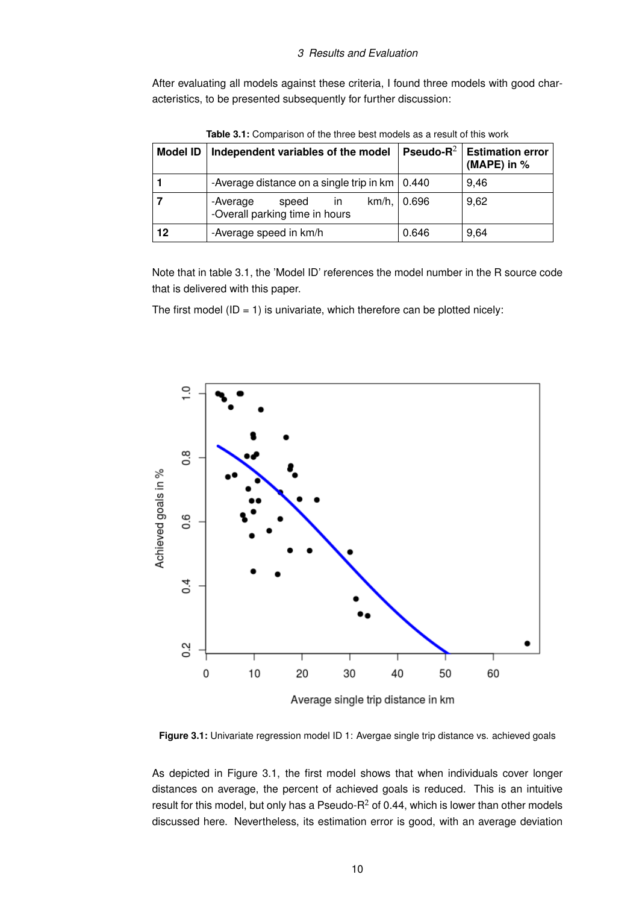After evaluating all models against these criteria, I found three models with good characteristics, to be presented subsequently for further discussion:

**Table 3.1:** Comparison of the three best models as a result of this work

| Model ID | Independent variables of the model | Pseudo-$R^2$ | Estimation error (MAPE) in % |
|---|---|---|---|
| 1 | -Average distance on a single trip in km | 0.440 | 9,46 |
| 7 | -Average speed in km/h, -Overall parking time in hours | 0.696 | 9,62 |
| 12 | -Average speed in km/h | 0.646 | 9,64 |

Note that in table 3.1, the 'Model ID' references the model number in the R source code that is delivered with this paper.

The first model (ID = 1) is univariate, which therefore can be plotted nicely:

**Figure 3.1:** Univariate regression model ID 1: Avergae single trip distance vs. achieved goals

As depicted in Figure 3.1, the first model shows that when individuals cover longer distances on average, the percent of achieved goals is reduced. This is an intuitive result for this model, but only has a Pseudo-$R^2$ of 0.44, which is lower than other models discussed here. Nevertheless, its estimation error is good, with an average deviation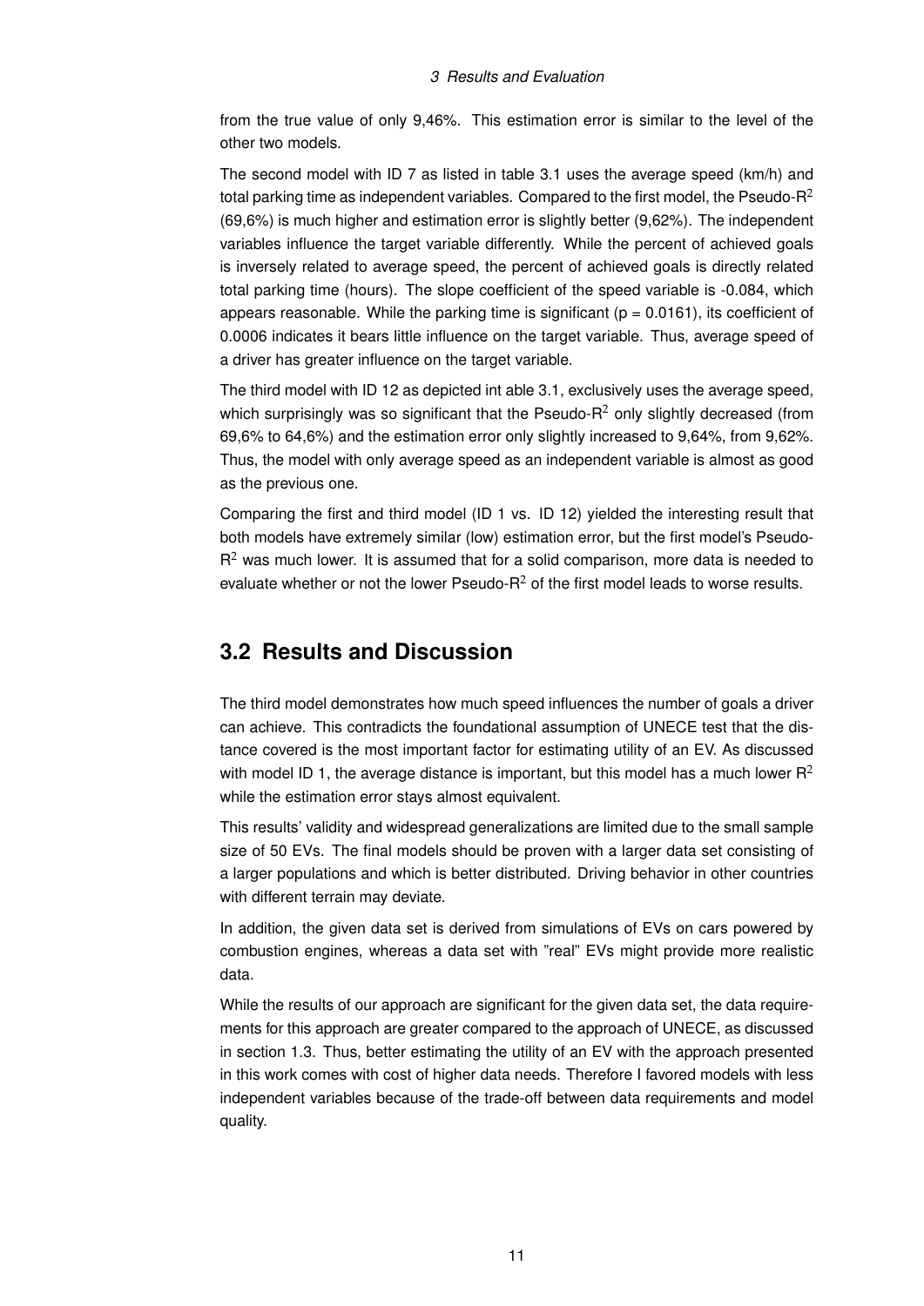from the true value of only 9,46%. This estimation error is similar to the level of the other two models.

The second model with ID 7 as listed in table 3.1 uses the average speed (km/h) and total parking time as independent variables. Compared to the first model, the Pseudo-$R^2$ (69,6%) is much higher and estimation error is slightly better (9,62%). The independent variables influence the target variable differently. While the percent of achieved goals is inversely related to average speed, the percent of achieved goals is directly related total parking time (hours). The slope coefficient of the speed variable is -0.084, which appears reasonable. While the parking time is significant ($p = 0.0161$), its coefficient of 0.0006 indicates it bears little influence on the target variable. Thus, average speed of a driver has greater influence on the target variable.

The third model with ID 12 as depicted int able 3.1, exclusively uses the average speed, which surprisingly was so significant that the Pseudo-$R^2$ only slightly decreased (from 69,6% to 64,6%) and the estimation error only slightly increased to 9,64%, from 9,62%. Thus, the model with only average speed as an independent variable is almost as good as the previous one.

Comparing the first and third model (ID 1 vs. ID 12) yielded the interesting result that both models have extremely similar (low) estimation error, but the first model's Pseudo-$R^2$ was much lower. It is assumed that for a solid comparison, more data is needed to evaluate whether or not the lower Pseudo-$R^2$ of the first model leads to worse results.

## 3.2 Results and Discussion

The third model demonstrates how much speed influences the number of goals a driver can achieve. This contradicts the foundational assumption of UNECE test that the distance covered is the most important factor for estimating utility of an EV. As discussed with model ID 1, the average distance is important, but this model has a much lower $R^2$ while the estimation error stays almost equivalent.

This results' validity and widespread generalizations are limited due to the small sample size of 50 EVs. The final models should be proven with a larger data set consisting of a larger populations and which is better distributed. Driving behavior in other countries with different terrain may deviate.

In addition, the given data set is derived from simulations of EVs on cars powered by combustion engines, whereas a data set with "real" EVs might provide more realistic data.

While the results of our approach are significant for the given data set, the data requirements for this approach are greater compared to the approach of UNECE, as discussed in section 1.3. Thus, better estimating the utility of an EV with the approach presented in this work comes with cost of higher data needs. Therefore I favored models with less independent variables because of the trade-off between data requirements and model quality.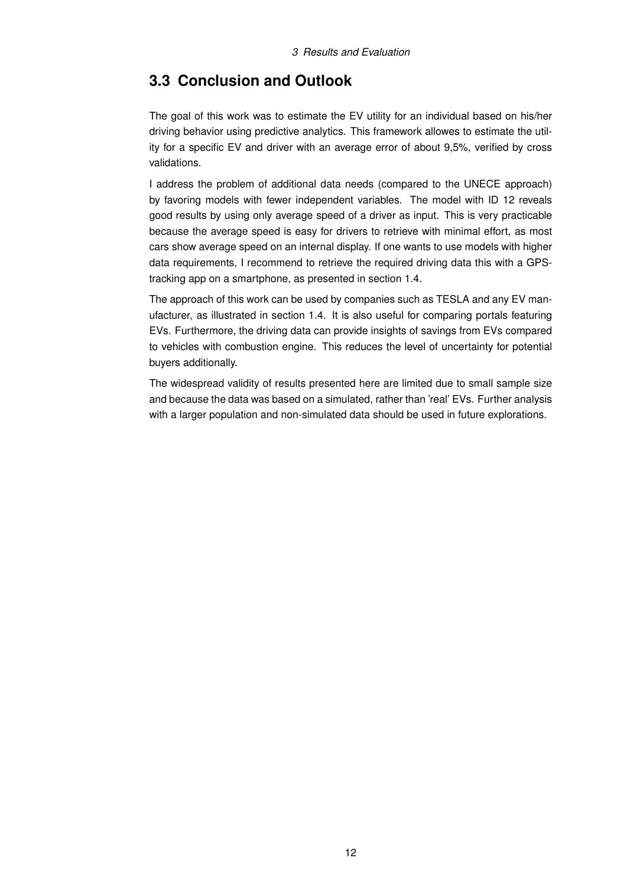## 3.3 Conclusion and Outlook

The goal of this work was to estimate the EV utility for an individual based on his/her driving behavior using predictive analytics. This framework allowes to estimate the utility for a specific EV and driver with an average error of about 9,5%, verified by cross validations.

I address the problem of additional data needs (compared to the UNECE approach) by favoring models with fewer independent variables. The model with ID 12 reveals good results by using only average speed of a driver as input. This is very practicable because the average speed is easy for drivers to retrieve with minimal effort, as most cars show average speed on an internal display. If one wants to use models with higher data requirements, I recommend to retrieve the required driving data this with a GPS-tracking app on a smartphone, as presented in section 1.4.

The approach of this work can be used by companies such as TESLA and any EV manufacturer, as illustrated in section 1.4. It is also useful for comparing portals featuring EVs. Furthermore, the driving data can provide insights of savings from EVs compared to vehicles with combustion engine. This reduces the level of uncertainty for potential buyers additionally.

The widespread validity of results presented here are limited due to small sample size and because the data was based on a simulated, rather than 'real' EVs. Further analysis with a larger population and non-simulated data should be used in future explorations.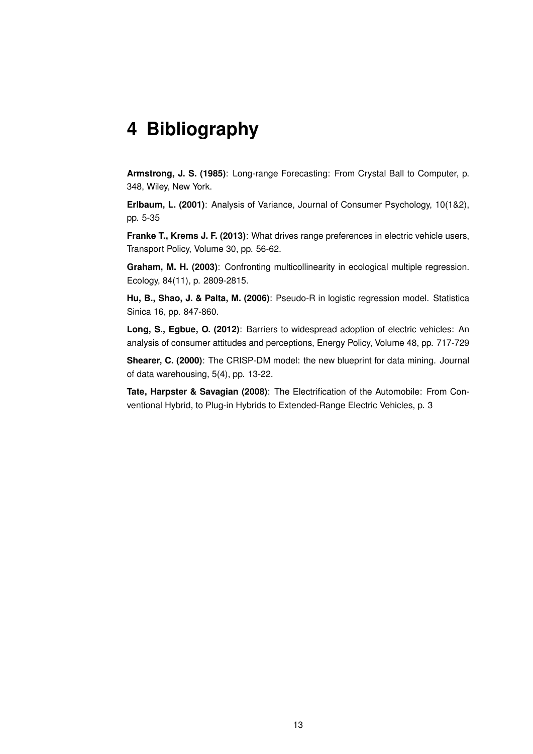# 4 Bibliography

**Armstrong, J. S. (1985)**: Long-range Forecasting: From Crystal Ball to Computer, p. 348, Wiley, New York.

**Erlbaum, L. (2001)**: Analysis of Variance, Journal of Consumer Psychology, 10(1&2), pp. 5-35

**Franke T., Krems J. F. (2013)**: What drives range preferences in electric vehicle users, Transport Policy, Volume 30, pp. 56-62.

**Graham, M. H. (2003)**: Confronting multicollinearity in ecological multiple regression. Ecology, 84(11), p. 2809-2815.

**Hu, B., Shao, J. & Palta, M. (2006)**: Pseudo-R in logistic regression model. Statistica Sinica 16, pp. 847-860.

**Long, S., Egbue, O. (2012)**: Barriers to widespread adoption of electric vehicles: An analysis of consumer attitudes and perceptions, Energy Policy, Volume 48, pp. 717-729

**Shearer, C. (2000)**: The CRISP-DM model: the new blueprint for data mining. Journal of data warehousing, 5(4), pp. 13-22.

**Tate, Harpster & Savagian (2008)**: The Electrification of the Automobile: From Conventional Hybrid, to Plug-in Hybrids to Extended-Range Electric Vehicles, p. 3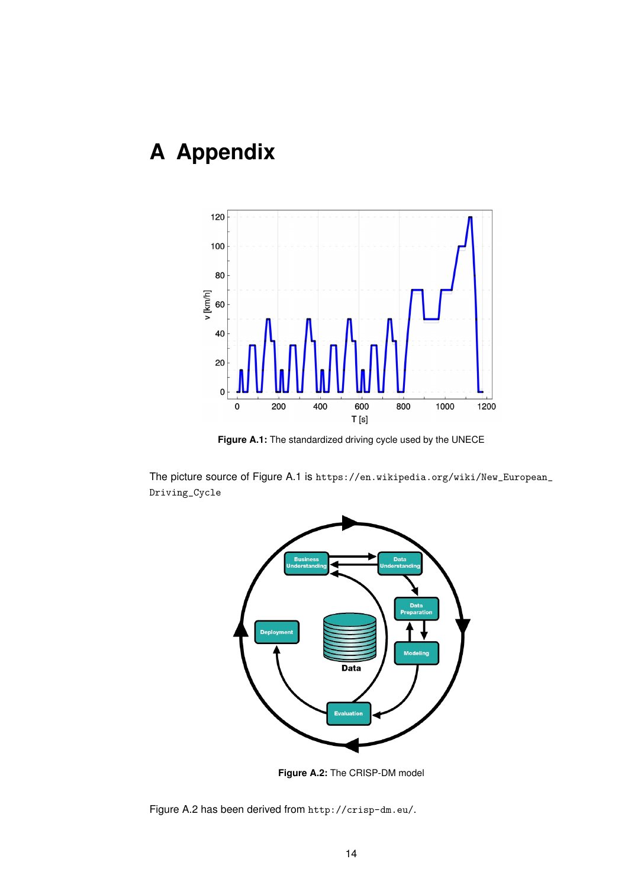# A Appendix

**Figure A.1:** The standardized driving cycle used by the UNECE

The picture source of Figure A.1 is `https://en.wikipedia.org/wiki/New_European_Driving_Cycle`

**Figure A.2:** The CRISP-DM model

Figure A.2 has been derived from `http://crisp-dm.eu/`.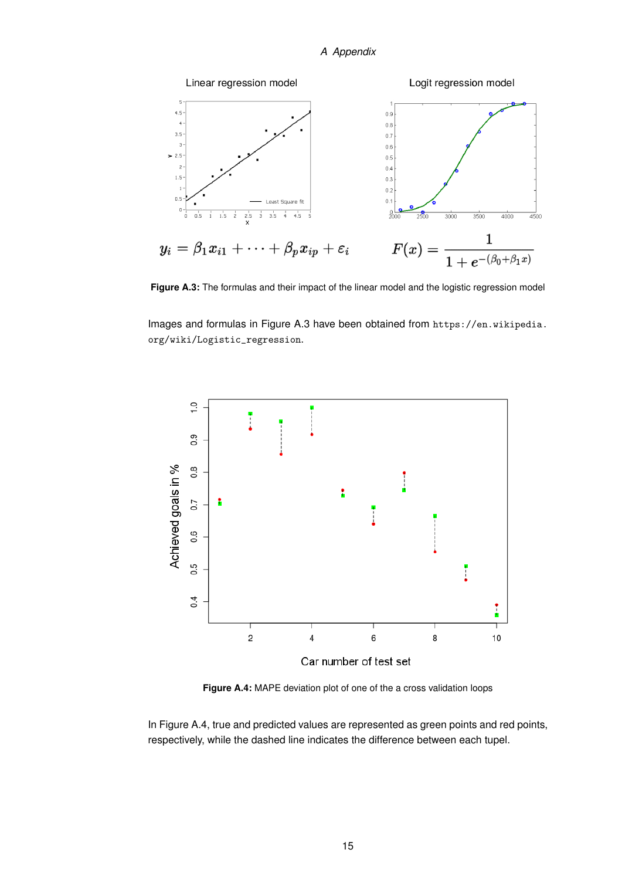Linear regression model

Logit regression model

$$y_i = \beta_1 x_{i1} + \cdots + \beta_p x_{ip} + \varepsilon_i$$

$$F(x) = \frac{1}{1 + e^{-(\beta_0 + \beta_1 x)}}$$

**Figure A.3:** The formulas and their impact of the linear model and the logistic regression model

Images and formulas in Figure A.3 have been obtained from `https://en.wikipedia.org/wiki/Logistic_regression`.

**Figure A.4:** MAPE deviation plot of one of the a cross validation loops

In Figure A.4, true and predicted values are represented as green points and red points, respectively, while the dashed line indicates the difference between each tupel.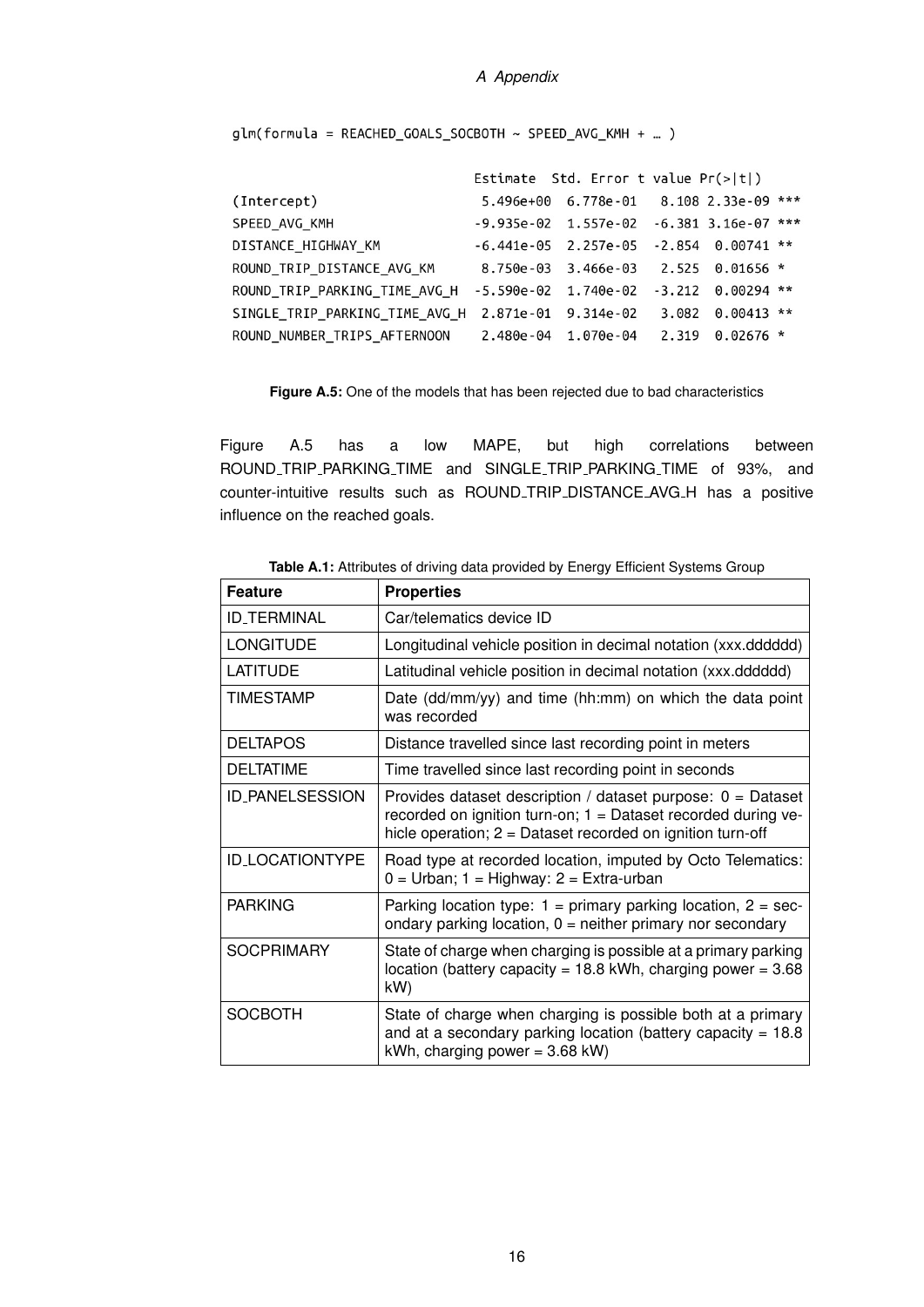```
glm(formula = REACHED_GOALS_SOCBOTH ~ SPEED_AVG_KMH + … )

                               Estimate  Std. Error t value Pr(>|t|)
(Intercept)                    5.496e+00  6.778e-01   8.108 2.33e-09 ***
SPEED_AVG_KMH                 -9.935e-02  1.557e-02  -6.381 3.16e-07 ***
DISTANCE_HIGHWAY_KM           -6.441e-05  2.257e-05  -2.854  0.00741 **
ROUND_TRIP_DISTANCE_AVG_KM     8.750e-03  3.466e-03   2.525  0.01656 *
ROUND_TRIP_PARKING_TIME_AVG_H -5.590e-02  1.740e-02  -3.212  0.00294 **
SINGLE_TRIP_PARKING_TIME_AVG_H 2.871e-01  9.314e-02   3.082  0.00413 **
ROUND_NUMBER_TRIPS_AFTERNOON   2.480e-04  1.070e-04   2.319  0.02676 *
```

**Figure A.5:** One of the models that has been rejected due to bad characteristics

Figure A.5 has a low MAPE, but high correlations between ROUND_TRIP_PARKING_TIME and SINGLE_TRIP_PARKING_TIME of 93%, and counter-intuitive results such as ROUND_TRIP_DISTANCE_AVG_H has a positive influence on the reached goals.

**Table A.1:** Attributes of driving data provided by Energy Efficient Systems Group

| Feature | Properties |
|---|---|
| ID_TERMINAL | Car/telematics device ID |
| LONGITUDE | Longitudinal vehicle position in decimal notation (xxx.dddddd) |
| LATITUDE | Latitudinal vehicle position in decimal notation (xxx.dddddd) |
| TIMESTAMP | Date (dd/mm/yy) and time (hh:mm) on which the data point was recorded |
| DELTAPOS | Distance travelled since last recording point in meters |
| DELTATIME | Time travelled since last recording point in seconds |
| ID_PANELSESSION | Provides dataset description / dataset purpose: 0 = Dataset recorded on ignition turn-on; 1 = Dataset recorded during vehicle operation; 2 = Dataset recorded on ignition turn-off |
| ID_LOCATIONTYPE | Road type at recorded location, imputed by Octo Telematics: 0 = Urban; 1 = Highway: 2 = Extra-urban |
| PARKING | Parking location type: 1 = primary parking location, 2 = secondary parking location, 0 = neither primary nor secondary |
| SOCPRIMARY | State of charge when charging is possible at a primary parking location (battery capacity = 18.8 kWh, charging power = 3.68 kW) |
| SOCBOTH | State of charge when charging is possible both at a primary and at a secondary parking location (battery capacity = 18.8 kWh, charging power = 3.68 kW) |